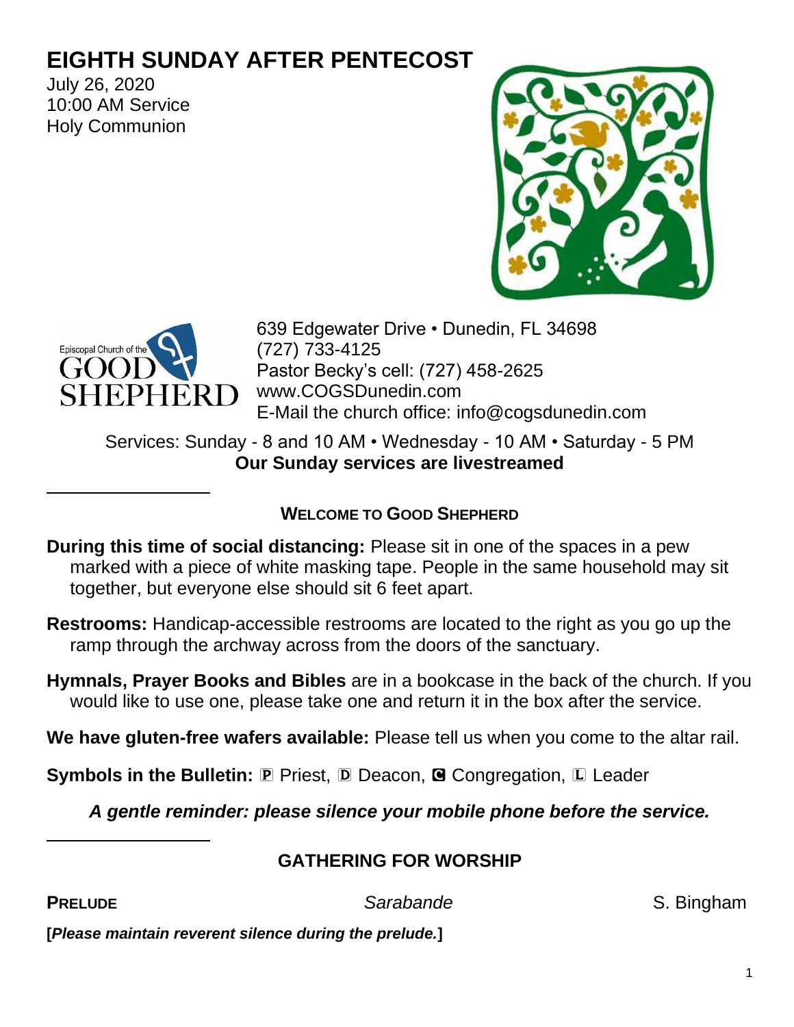# EIGHTH SUNDAY AFTER PENTECOST

July 26, 2020
10:00 AM Service
Holy Communion

Episcopal Church of the GOOD SHEPHERD

639 Edgewater Drive • Dunedin, FL 34698
(727) 733-4125
Pastor Becky's cell: (727) 458-2625
www.COGSDunedin.com
E-Mail the church office: info@cogsdunedin.com

Services: Sunday - 8 and 10 AM • Wednesday - 10 AM • Saturday - 5 PM
**Our Sunday services are livestreamed**

---

## WELCOME TO GOOD SHEPHERD

**During this time of social distancing:** Please sit in one of the spaces in a pew marked with a piece of white masking tape. People in the same household may sit together, but everyone else should sit 6 feet apart.

**Restrooms:** Handicap-accessible restrooms are located to the right as you go up the ramp through the archway across from the doors of the sanctuary.

**Hymnals, Prayer Books and Bibles** are in a bookcase in the back of the church. If you would like to use one, please take one and return it in the box after the service.

**We have gluten-free wafers available:** Please tell us when you come to the altar rail.

**Symbols in the Bulletin:** P Priest, D Deacon, C Congregation, L Leader

***A gentle reminder: please silence your mobile phone before the service.***

---

## GATHERING FOR WORSHIP

**PRELUDE** *Sarabande* S. Bingham

**[*Please maintain reverent silence during the prelude.*]**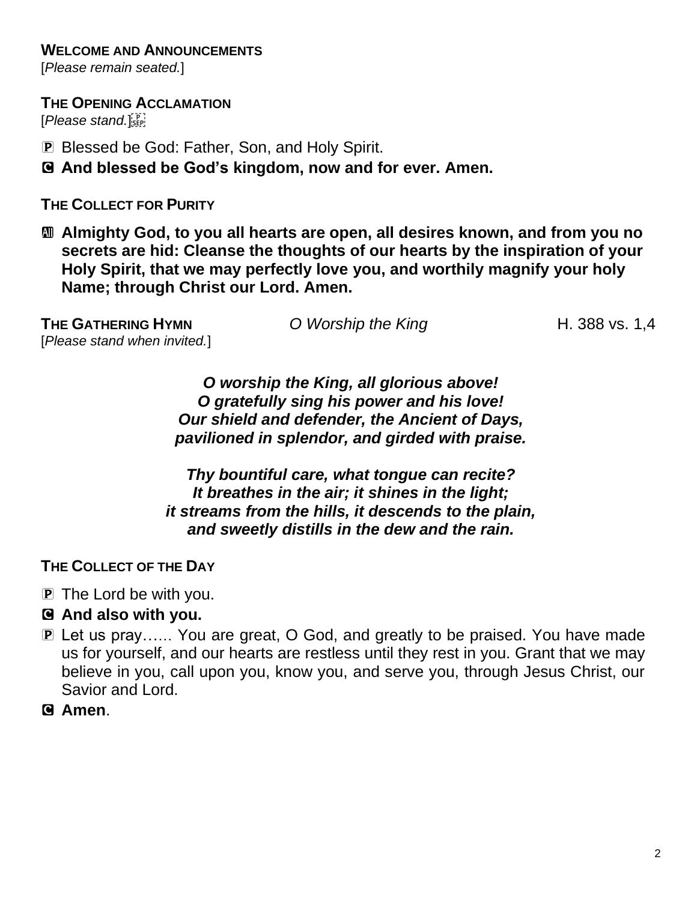**WELCOME AND ANNOUNCEMENTS**
[*Please remain seated.*]

**THE OPENING ACCLAMATION**
[*Please stand.*]

P Blessed be God: Father, Son, and Holy Spirit.

C **And blessed be God's kingdom, now and for ever. Amen.**

**THE COLLECT FOR PURITY**

All **Almighty God, to you all hearts are open, all desires known, and from you no secrets are hid: Cleanse the thoughts of our hearts by the inspiration of your Holy Spirit, that we may perfectly love you, and worthily magnify your holy Name; through Christ our Lord. Amen.**

**THE GATHERING HYMN** *O Worship the King* H. 388 vs. 1,4
[*Please stand when invited.*]

***O worship the King, all glorious above!***
***O gratefully sing his power and his love!***
***Our shield and defender, the Ancient of Days,***
***pavilioned in splendor, and girded with praise.***

***Thy bountiful care, what tongue can recite?***
***It breathes in the air; it shines in the light;***
***it streams from the hills, it descends to the plain,***
***and sweetly distills in the dew and the rain.***

**THE COLLECT OF THE DAY**

P The Lord be with you.

C **And also with you.**

P Let us pray…... You are great, O God, and greatly to be praised. You have made us for yourself, and our hearts are restless until they rest in you. Grant that we may believe in you, call upon you, know you, and serve you, through Jesus Christ, our Savior and Lord.

C **Amen**.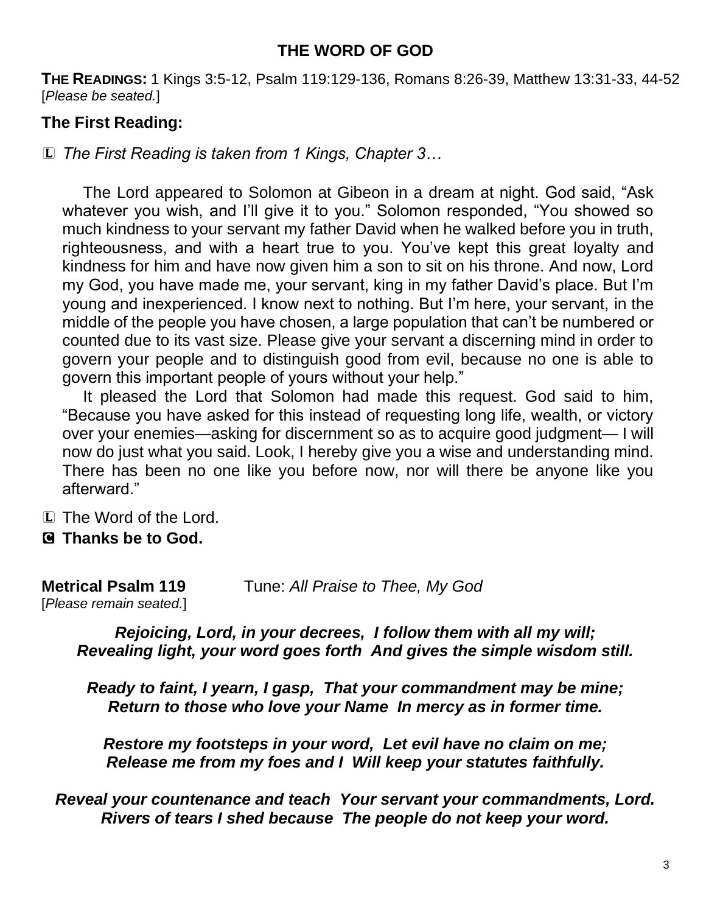## THE WORD OF GOD

**THE READINGS:** 1 Kings 3:5-12, Psalm 119:129-136, Romans 8:26-39, Matthew 13:31-33, 44-52 [*Please be seated.*]

### The First Reading:

L *The First Reading is taken from 1 Kings, Chapter 3…*

The Lord appeared to Solomon at Gibeon in a dream at night. God said, "Ask whatever you wish, and I'll give it to you." Solomon responded, "You showed so much kindness to your servant my father David when he walked before you in truth, righteousness, and with a heart true to you. You've kept this great loyalty and kindness for him and have now given him a son to sit on his throne. And now, Lord my God, you have made me, your servant, king in my father David's place. But I'm young and inexperienced. I know next to nothing. But I'm here, your servant, in the middle of the people you have chosen, a large population that can't be numbered or counted due to its vast size. Please give your servant a discerning mind in order to govern your people and to distinguish good from evil, because no one is able to govern this important people of yours without your help."

It pleased the Lord that Solomon had made this request. God said to him, "Because you have asked for this instead of requesting long life, wealth, or victory over your enemies—asking for discernment so as to acquire good judgment— I will now do just what you said. Look, I hereby give you a wise and understanding mind. There has been no one like you before now, nor will there be anyone like you afterward."

L The Word of the Lord.

**C Thanks be to God.**

**Metrical Psalm 119** Tune: *All Praise to Thee, My God*
[*Please remain seated.*]

***Rejoicing, Lord, in your decrees, I follow them with all my will;***
***Revealing light, your word goes forth And gives the simple wisdom still.***

***Ready to faint, I yearn, I gasp, That your commandment may be mine;***
***Return to those who love your Name In mercy as in former time.***

***Restore my footsteps in your word, Let evil have no claim on me;***
***Release me from my foes and I Will keep your statutes faithfully.***

***Reveal your countenance and teach Your servant your commandments, Lord.***
***Rivers of tears I shed because The people do not keep your word.***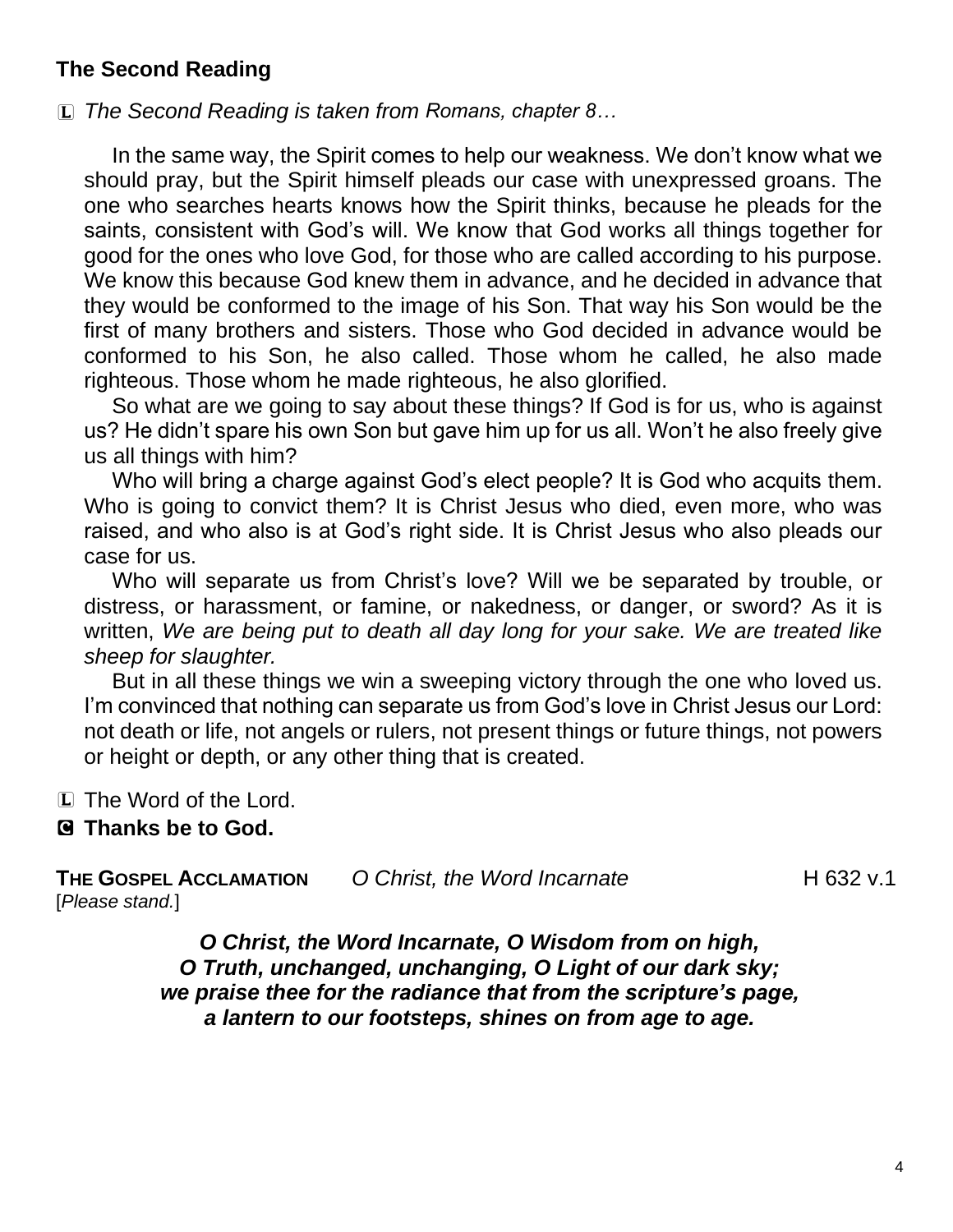## The Second Reading

Ⓛ *The Second Reading is taken from Romans, chapter 8…*

In the same way, the Spirit comes to help our weakness. We don't know what we should pray, but the Spirit himself pleads our case with unexpressed groans. The one who searches hearts knows how the Spirit thinks, because he pleads for the saints, consistent with God's will. We know that God works all things together for good for the ones who love God, for those who are called according to his purpose. We know this because God knew them in advance, and he decided in advance that they would be conformed to the image of his Son. That way his Son would be the first of many brothers and sisters. Those who God decided in advance would be conformed to his Son, he also called. Those whom he called, he also made righteous. Those whom he made righteous, he also glorified.

So what are we going to say about these things? If God is for us, who is against us? He didn't spare his own Son but gave him up for us all. Won't he also freely give us all things with him?

Who will bring a charge against God's elect people? It is God who acquits them. Who is going to convict them? It is Christ Jesus who died, even more, who was raised, and who also is at God's right side. It is Christ Jesus who also pleads our case for us.

Who will separate us from Christ's love? Will we be separated by trouble, or distress, or harassment, or famine, or nakedness, or danger, or sword? As it is written, *We are being put to death all day long for your sake. We are treated like sheep for slaughter.*

But in all these things we win a sweeping victory through the one who loved us. I'm convinced that nothing can separate us from God's love in Christ Jesus our Lord: not death or life, not angels or rulers, not present things or future things, not powers or height or depth, or any other thing that is created.

Ⓛ The Word of the Lord.

Ⓒ **Thanks be to God.**

**THE GOSPEL ACCLAMATION** *O Christ, the Word Incarnate* H 632 v.1
[*Please stand.*]

***O Christ, the Word Incarnate, O Wisdom from on high,***
***O Truth, unchanged, unchanging, O Light of our dark sky;***
***we praise thee for the radiance that from the scripture's page,***
***a lantern to our footsteps, shines on from age to age.***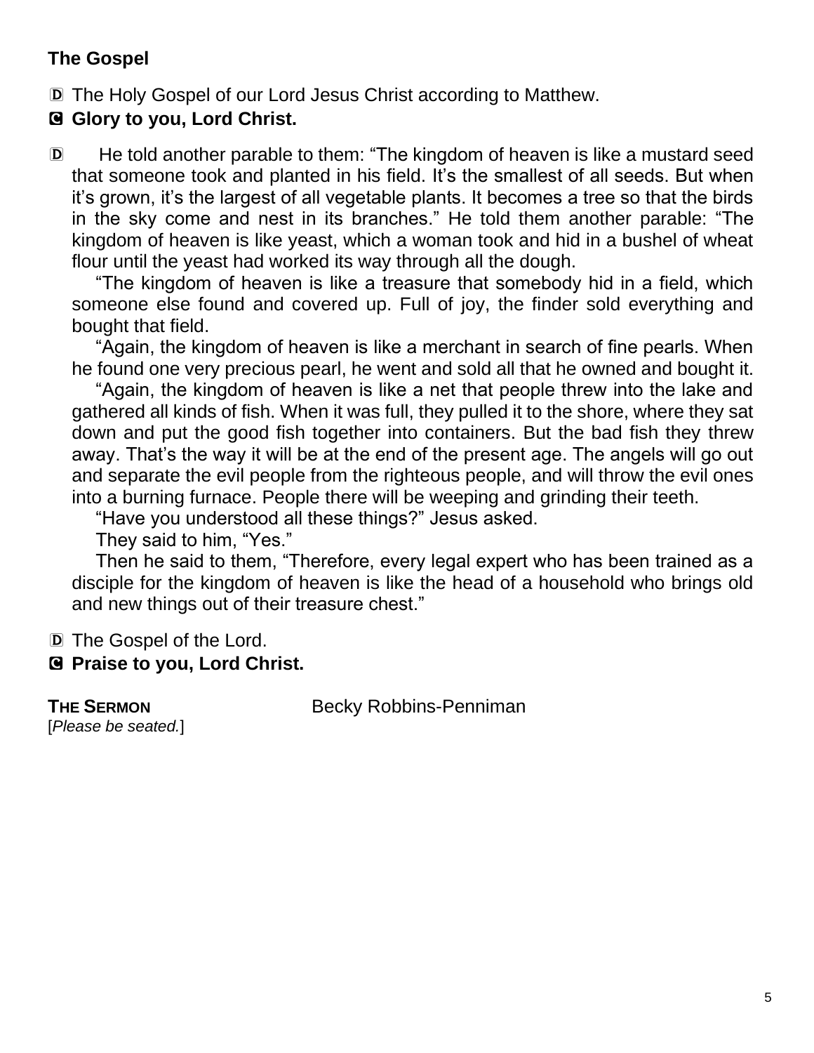**The Gospel**

Ⓓ The Holy Gospel of our Lord Jesus Christ according to Matthew.

**Ⓒ Glory to you, Lord Christ.**

Ⓓ He told another parable to them: "The kingdom of heaven is like a mustard seed that someone took and planted in his field. It's the smallest of all seeds. But when it's grown, it's the largest of all vegetable plants. It becomes a tree so that the birds in the sky come and nest in its branches." He told them another parable: "The kingdom of heaven is like yeast, which a woman took and hid in a bushel of wheat flour until the yeast had worked its way through all the dough.

"The kingdom of heaven is like a treasure that somebody hid in a field, which someone else found and covered up. Full of joy, the finder sold everything and bought that field.

"Again, the kingdom of heaven is like a merchant in search of fine pearls. When he found one very precious pearl, he went and sold all that he owned and bought it.

"Again, the kingdom of heaven is like a net that people threw into the lake and gathered all kinds of fish. When it was full, they pulled it to the shore, where they sat down and put the good fish together into containers. But the bad fish they threw away. That's the way it will be at the end of the present age. The angels will go out and separate the evil people from the righteous people, and will throw the evil ones into a burning furnace. People there will be weeping and grinding their teeth.

"Have you understood all these things?" Jesus asked.

They said to him, "Yes."

Then he said to them, "Therefore, every legal expert who has been trained as a disciple for the kingdom of heaven is like the head of a household who brings old and new things out of their treasure chest."

Ⓓ The Gospel of the Lord.

**Ⓒ Praise to you, Lord Christ.**

**THE SERMON** Becky Robbins-Penniman

[*Please be seated.*]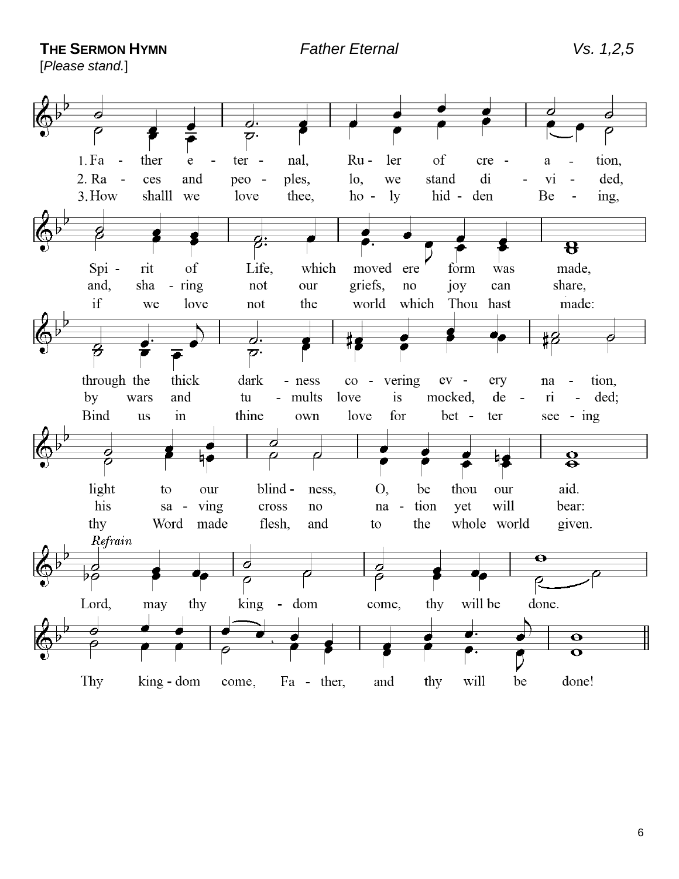**THE SERMON HYMN** *Father Eternal* *Vs. 1,2,5*

[*Please stand.*]

1. Fa - ther e - ter - nal, Ru - ler of cre - a - tion,
Spi - rit of Life, which moved ere form was made,
through the thick dark - ness co - vering ev - ery na - tion,
light to our blind - ness, O, be thou our aid.

2. Ra - ces and peo - ples, lo, we stand di - vi - ded,
and, sha - ring not our griefs, no joy can share,
by wars and tu - mults love is mocked, de - ri - ded;
his sa - ving cross no na - tion yet will bear:

3. How shalll we love thee, ho - ly hid - den Be - ing,
if we love not the world which Thou hast made:
Bind us in thine own love for bet - ter see - ing
thy Word made flesh, and to the whole world given.

*Refrain*

Lord, may thy king - dom come, thy will be done.
Thy king - dom come, Fa - ther, and thy will be done!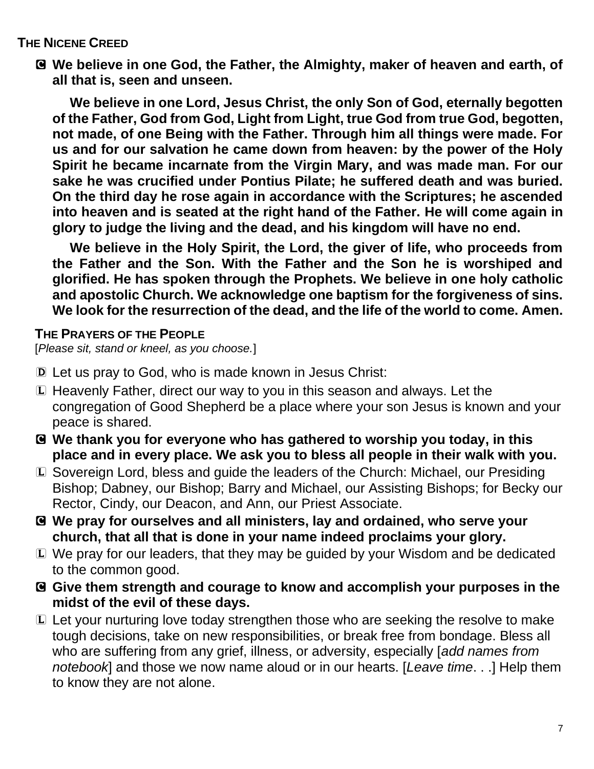### THE NICENE CREED

Ⓒ **We believe in one God, the Father, the Almighty, maker of heaven and earth, of all that is, seen and unseen.**

**We believe in one Lord, Jesus Christ, the only Son of God, eternally begotten of the Father, God from God, Light from Light, true God from true God, begotten, not made, of one Being with the Father. Through him all things were made. For us and for our salvation he came down from heaven: by the power of the Holy Spirit he became incarnate from the Virgin Mary, and was made man. For our sake he was crucified under Pontius Pilate; he suffered death and was buried. On the third day he rose again in accordance with the Scriptures; he ascended into heaven and is seated at the right hand of the Father. He will come again in glory to judge the living and the dead, and his kingdom will have no end.**

**We believe in the Holy Spirit, the Lord, the giver of life, who proceeds from the Father and the Son. With the Father and the Son he is worshiped and glorified. He has spoken through the Prophets. We believe in one holy catholic and apostolic Church. We acknowledge one baptism for the forgiveness of sins. We look for the resurrection of the dead, and the life of the world to come. Amen.**

### THE PRAYERS OF THE PEOPLE

[*Please sit, stand or kneel, as you choose.*]

Ⓓ Let us pray to God, who is made known in Jesus Christ:

Ⓛ Heavenly Father, direct our way to you in this season and always. Let the congregation of Good Shepherd be a place where your son Jesus is known and your peace is shared.

Ⓒ **We thank you for everyone who has gathered to worship you today, in this place and in every place. We ask you to bless all people in their walk with you.**

Ⓛ Sovereign Lord, bless and guide the leaders of the Church: Michael, our Presiding Bishop; Dabney, our Bishop; Barry and Michael, our Assisting Bishops; for Becky our Rector, Cindy, our Deacon, and Ann, our Priest Associate.

Ⓒ **We pray for ourselves and all ministers, lay and ordained, who serve your church, that all that is done in your name indeed proclaims your glory.**

Ⓛ We pray for our leaders, that they may be guided by your Wisdom and be dedicated to the common good.

Ⓒ **Give them strength and courage to know and accomplish your purposes in the midst of the evil of these days.**

Ⓛ Let your nurturing love today strengthen those who are seeking the resolve to make tough decisions, take on new responsibilities, or break free from bondage. Bless all who are suffering from any grief, illness, or adversity, especially [*add names from notebook*] and those we now name aloud or in our hearts. [*Leave time*. . .] Help them to know they are not alone.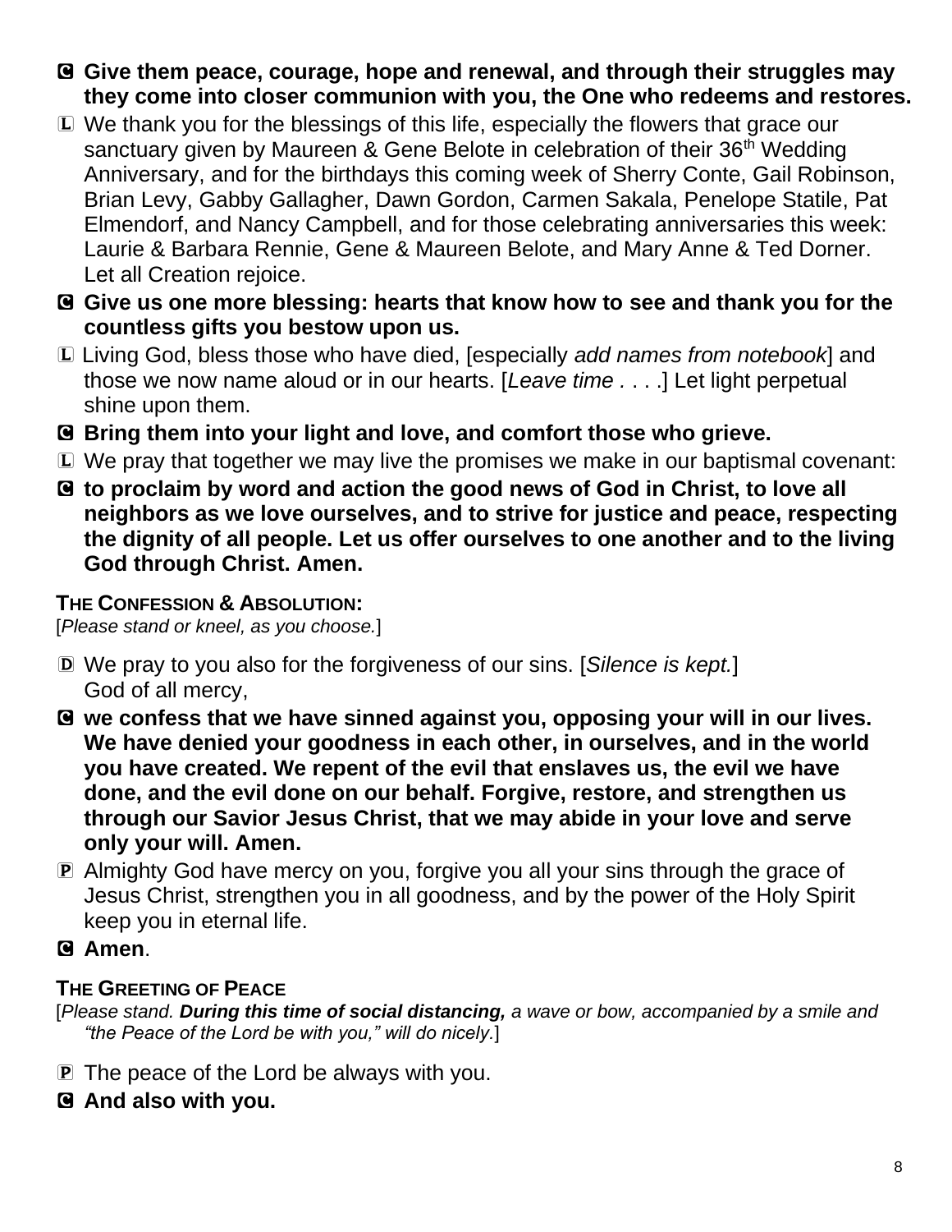**C Give them peace, courage, hope and renewal, and through their struggles may they come into closer communion with you, the One who redeems and restores.**

L We thank you for the blessings of this life, especially the flowers that grace our sanctuary given by Maureen & Gene Belote in celebration of their 36th Wedding Anniversary, and for the birthdays this coming week of Sherry Conte, Gail Robinson, Brian Levy, Gabby Gallagher, Dawn Gordon, Carmen Sakala, Penelope Statile, Pat Elmendorf, and Nancy Campbell, and for those celebrating anniversaries this week: Laurie & Barbara Rennie, Gene & Maureen Belote, and Mary Anne & Ted Dorner. Let all Creation rejoice.

**C Give us one more blessing: hearts that know how to see and thank you for the countless gifts you bestow upon us.**

L Living God, bless those who have died, [especially *add names from notebook*] and those we now name aloud or in our hearts. [*Leave time . . . .*] Let light perpetual shine upon them.

**C Bring them into your light and love, and comfort those who grieve.**

L We pray that together we may live the promises we make in our baptismal covenant:

**C to proclaim by word and action the good news of God in Christ, to love all neighbors as we love ourselves, and to strive for justice and peace, respecting the dignity of all people. Let us offer ourselves to one another and to the living God through Christ. Amen.**

### THE CONFESSION & ABSOLUTION:

[*Please stand or kneel, as you choose.*]

D We pray to you also for the forgiveness of our sins. [*Silence is kept.*]
God of all mercy,

**C we confess that we have sinned against you, opposing your will in our lives. We have denied your goodness in each other, in ourselves, and in the world you have created. We repent of the evil that enslaves us, the evil we have done, and the evil done on our behalf. Forgive, restore, and strengthen us through our Savior Jesus Christ, that we may abide in your love and serve only your will. Amen.**

P Almighty God have mercy on you, forgive you all your sins through the grace of Jesus Christ, strengthen you in all goodness, and by the power of the Holy Spirit keep you in eternal life.

**C Amen**.

### THE GREETING OF PEACE

[*Please stand. **During this time of social distancing,** a wave or bow, accompanied by a smile and "the Peace of the Lord be with you," will do nicely.*]

P The peace of the Lord be always with you.

**C And also with you.**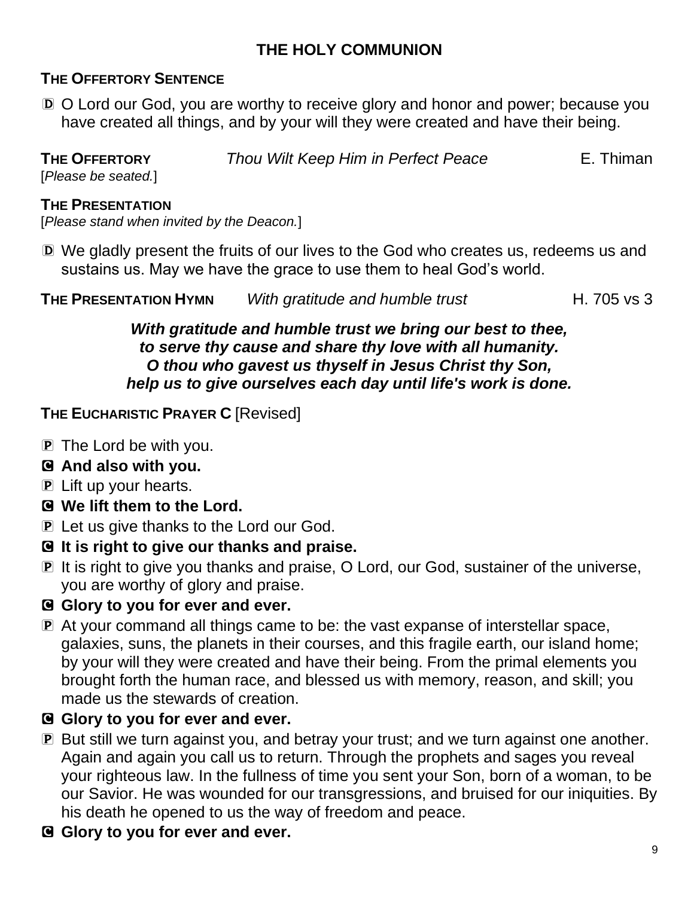# THE HOLY COMMUNION

**THE OFFERTORY SENTENCE**

Ⓓ O Lord our God, you are worthy to receive glory and honor and power; because you have created all things, and by your will they were created and have their being.

**THE OFFERTORY** *Thou Wilt Keep Him in Perfect Peace* E. Thiman
[*Please be seated.*]

**THE PRESENTATION**
[*Please stand when invited by the Deacon.*]

Ⓓ We gladly present the fruits of our lives to the God who creates us, redeems us and sustains us. May we have the grace to use them to heal God's world.

**THE PRESENTATION HYMN** *With gratitude and humble trust* H. 705 vs 3

***With gratitude and humble trust we bring our best to thee,***
***to serve thy cause and share thy love with all humanity.***
***O thou who gavest us thyself in Jesus Christ thy Son,***
***help us to give ourselves each day until life's work is done.***

**THE EUCHARISTIC PRAYER C** [Revised]

Ⓟ The Lord be with you.
Ⓒ **And also with you.**
Ⓟ Lift up your hearts.
Ⓒ **We lift them to the Lord.**
Ⓟ Let us give thanks to the Lord our God.
Ⓒ **It is right to give our thanks and praise.**
Ⓟ It is right to give you thanks and praise, O Lord, our God, sustainer of the universe, you are worthy of glory and praise.
Ⓒ **Glory to you for ever and ever.**
Ⓟ At your command all things came to be: the vast expanse of interstellar space, galaxies, suns, the planets in their courses, and this fragile earth, our island home; by your will they were created and have their being. From the primal elements you brought forth the human race, and blessed us with memory, reason, and skill; you made us the stewards of creation.
Ⓒ **Glory to you for ever and ever.**
Ⓟ But still we turn against you, and betray your trust; and we turn against one another. Again and again you call us to return. Through the prophets and sages you reveal your righteous law. In the fullness of time you sent your Son, born of a woman, to be our Savior. He was wounded for our transgressions, and bruised for our iniquities. By his death he opened to us the way of freedom and peace.
Ⓒ **Glory to you for ever and ever.**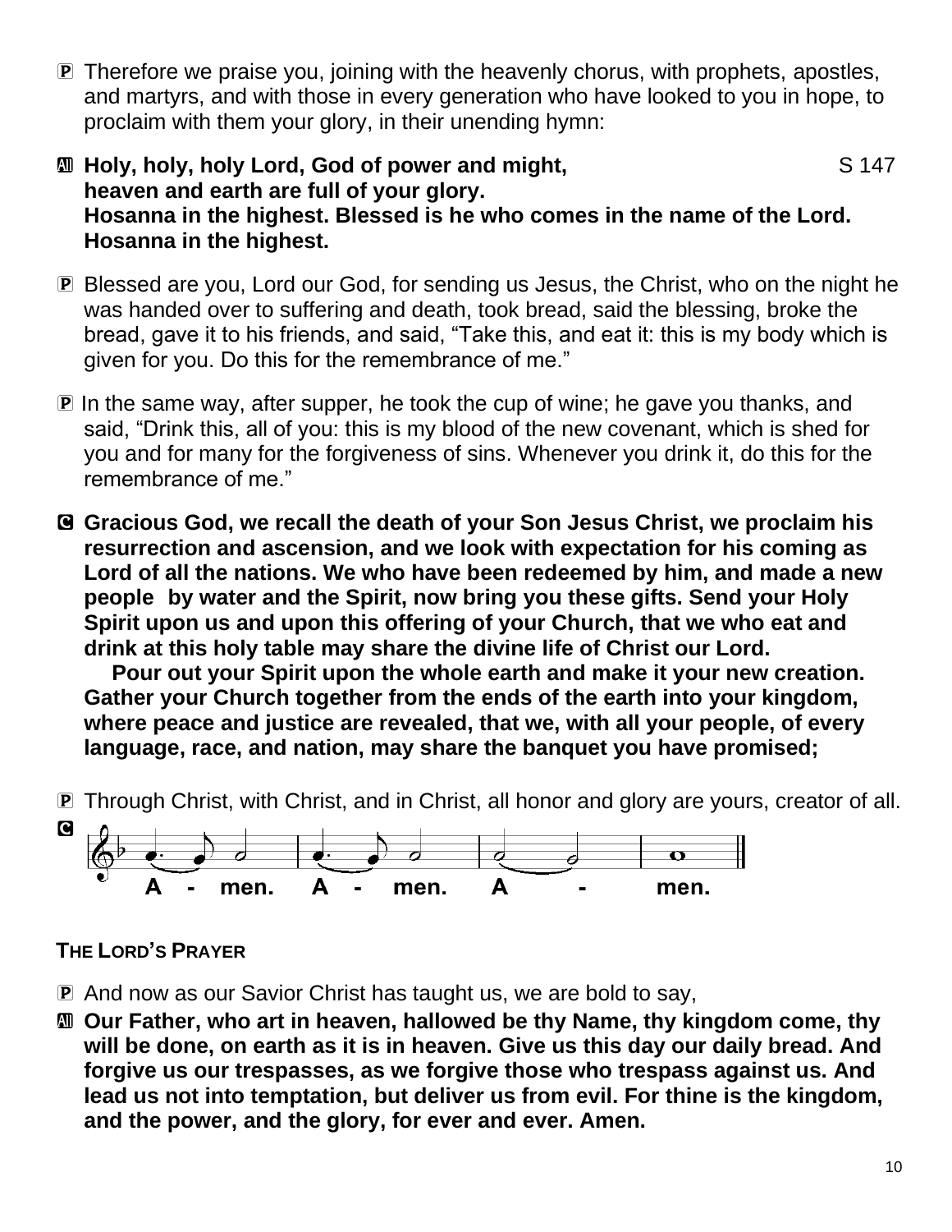P Therefore we praise you, joining with the heavenly chorus, with prophets, apostles, and martyrs, and with those in every generation who have looked to you in hope, to proclaim with them your glory, in their unending hymn:

All **Holy, holy, holy Lord, God of power and might,** S 147
**heaven and earth are full of your glory.**
**Hosanna in the highest. Blessed is he who comes in the name of the Lord.**
**Hosanna in the highest.**

P Blessed are you, Lord our God, for sending us Jesus, the Christ, who on the night he was handed over to suffering and death, took bread, said the blessing, broke the bread, gave it to his friends, and said, "Take this, and eat it: this is my body which is given for you. Do this for the remembrance of me."

P In the same way, after supper, he took the cup of wine; he gave you thanks, and said, "Drink this, all of you: this is my blood of the new covenant, which is shed for you and for many for the forgiveness of sins. Whenever you drink it, do this for the remembrance of me."

C **Gracious God, we recall the death of your Son Jesus Christ, we proclaim his resurrection and ascension, and we look with expectation for his coming as Lord of all the nations. We who have been redeemed by him, and made a new people by water and the Spirit, now bring you these gifts. Send your Holy Spirit upon us and upon this offering of your Church, that we who eat and drink at this holy table may share the divine life of Christ our Lord.**
**Pour out your Spirit upon the whole earth and make it your new creation. Gather your Church together from the ends of the earth into your kingdom, where peace and justice are revealed, that we, with all your people, of every language, race, and nation, may share the banquet you have promised;**

P Through Christ, with Christ, and in Christ, all honor and glory are yours, creator of all.

C **A - men. A - men. A - men.**

**THE LORD'S PRAYER**

P And now as our Savior Christ has taught us, we are bold to say,

All **Our Father, who art in heaven, hallowed be thy Name, thy kingdom come, thy will be done, on earth as it is in heaven. Give us this day our daily bread. And forgive us our trespasses, as we forgive those who trespass against us. And lead us not into temptation, but deliver us from evil. For thine is the kingdom, and the power, and the glory, for ever and ever. Amen.**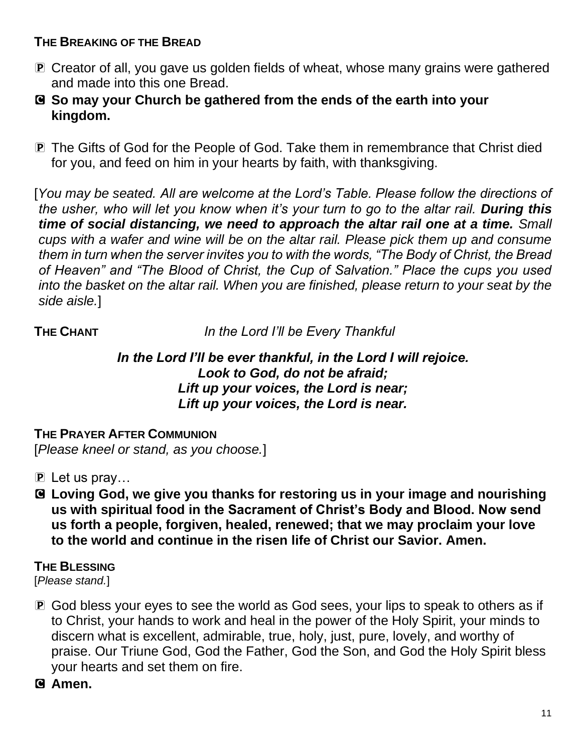**THE BREAKING OF THE BREAD**

℗ Creator of all, you gave us golden fields of wheat, whose many grains were gathered and made into this one Bread.

Ⓒ **So may your Church be gathered from the ends of the earth into your kingdom.**

℗ The Gifts of God for the People of God. Take them in remembrance that Christ died for you, and feed on him in your hearts by faith, with thanksgiving.

[*You may be seated. All are welcome at the Lord's Table. Please follow the directions of the usher, who will let you know when it's your turn to go to the altar rail.* ***During this time of social distancing, we need to approach the altar rail one at a time.*** *Small cups with a wafer and wine will be on the altar rail. Please pick them up and consume them in turn when the server invites you to with the words, "The Body of Christ, the Bread of Heaven" and "The Blood of Christ, the Cup of Salvation." Place the cups you used into the basket on the altar rail. When you are finished, please return to your seat by the side aisle.*]

**THE CHANT** *In the Lord I'll be Every Thankful*

***In the Lord I'll be ever thankful, in the Lord I will rejoice.***
***Look to God, do not be afraid;***
***Lift up your voices, the Lord is near;***
***Lift up your voices, the Lord is near.***

**THE PRAYER AFTER COMMUNION**
[*Please kneel or stand, as you choose.*]

℗ Let us pray…

Ⓒ **Loving God, we give you thanks for restoring us in your image and nourishing us with spiritual food in the Sacrament of Christ's Body and Blood. Now send us forth a people, forgiven, healed, renewed; that we may proclaim your love to the world and continue in the risen life of Christ our Savior. Amen.**

**THE BLESSING**
[*Please stand.*]

℗ God bless your eyes to see the world as God sees, your lips to speak to others as if to Christ, your hands to work and heal in the power of the Holy Spirit, your minds to discern what is excellent, admirable, true, holy, just, pure, lovely, and worthy of praise. Our Triune God, God the Father, God the Son, and God the Holy Spirit bless your hearts and set them on fire.

Ⓒ **Amen.**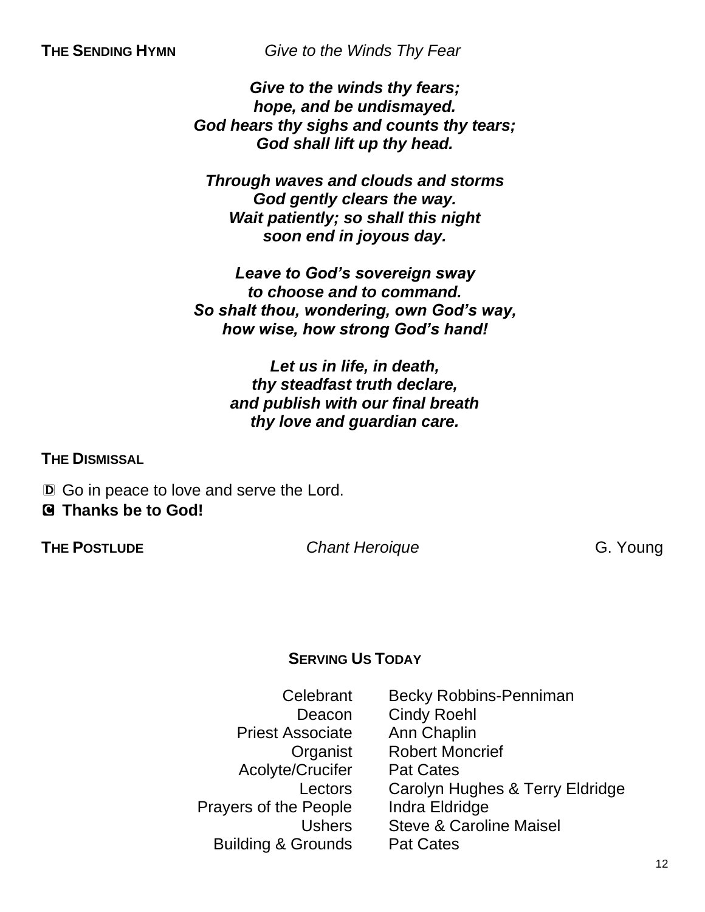**THE SENDING HYMN** *Give to the Winds Thy Fear*

***Give to the winds thy fears;***
***hope, and be undismayed.***
***God hears thy sighs and counts thy tears;***
***God shall lift up thy head.***

***Through waves and clouds and storms***
***God gently clears the way.***
***Wait patiently; so shall this night***
***soon end in joyous day.***

***Leave to God's sovereign sway***
***to choose and to command.***
***So shalt thou, wondering, own God's way,***
***how wise, how strong God's hand!***

***Let us in life, in death,***
***thy steadfast truth declare,***
***and publish with our final breath***
***thy love and guardian care.***

**THE DISMISSAL**

D Go in peace to love and serve the Lord.
**C Thanks be to God!**

**THE POSTLUDE** *Chant Heroique* G. Young

**SERVING US TODAY**

| | |
|---|---|
| Celebrant | Becky Robbins-Penniman |
| Deacon | Cindy Roehl |
| Priest Associate | Ann Chaplin |
| Organist | Robert Moncrief |
| Acolyte/Crucifer | Pat Cates |
| Lectors | Carolyn Hughes & Terry Eldridge |
| Prayers of the People | Indra Eldridge |
| Ushers | Steve & Caroline Maisel |
| Building & Grounds | Pat Cates |